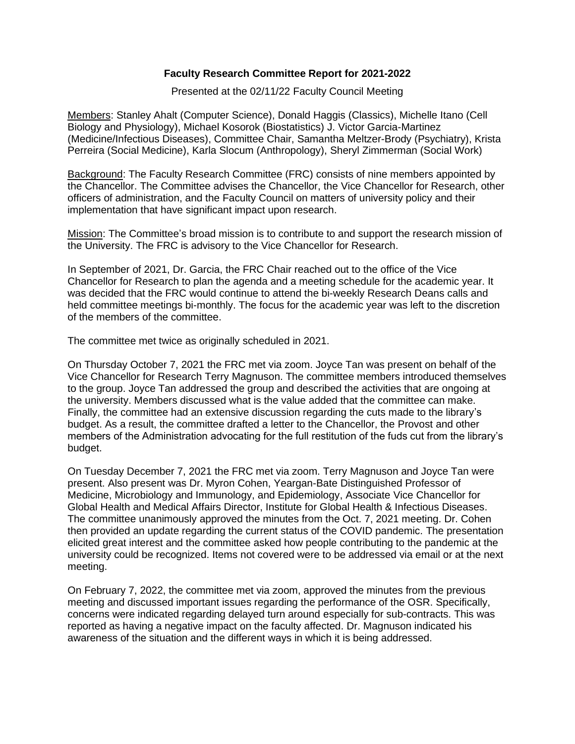**Faculty Research Committee Report for 2021-2022**

Presented at the 02/11/22 Faculty Council Meeting

Members: Stanley Ahalt (Computer Science), Donald Haggis (Classics), Michelle Itano (Cell Biology and Physiology), Michael Kosorok (Biostatistics) J. Victor Garcia-Martinez (Medicine/Infectious Diseases), Committee Chair, Samantha Meltzer-Brody (Psychiatry), Krista Perreira (Social Medicine), Karla Slocum (Anthropology), Sheryl Zimmerman (Social Work)

Background: The Faculty Research Committee (FRC) consists of nine members appointed by the Chancellor. The Committee advises the Chancellor, the Vice Chancellor for Research, other officers of administration, and the Faculty Council on matters of university policy and their implementation that have significant impact upon research.

Mission: The Committee's broad mission is to contribute to and support the research mission of the University. The FRC is advisory to the Vice Chancellor for Research.

In September of 2021, Dr. Garcia, the FRC Chair reached out to the office of the Vice Chancellor for Research to plan the agenda and a meeting schedule for the academic year. It was decided that the FRC would continue to attend the bi-weekly Research Deans calls and held committee meetings bi-monthly. The focus for the academic year was left to the discretion of the members of the committee.

The committee met twice as originally scheduled in 2021.

On Thursday October 7, 2021 the FRC met via zoom. Joyce Tan was present on behalf of the Vice Chancellor for Research Terry Magnuson. The committee members introduced themselves to the group. Joyce Tan addressed the group and described the activities that are ongoing at the university. Members discussed what is the value added that the committee can make. Finally, the committee had an extensive discussion regarding the cuts made to the library's budget. As a result, the committee drafted a letter to the Chancellor, the Provost and other members of the Administration advocating for the full restitution of the fuds cut from the library's budget.

On Tuesday December 7, 2021 the FRC met via zoom. Terry Magnuson and Joyce Tan were present. Also present was Dr. Myron Cohen, Yeargan-Bate Distinguished Professor of Medicine, Microbiology and Immunology, and Epidemiology, Associate Vice Chancellor for Global Health and Medical Affairs Director, Institute for Global Health & Infectious Diseases. The committee unanimously approved the minutes from the Oct. 7, 2021 meeting. Dr. Cohen then provided an update regarding the current status of the COVID pandemic. The presentation elicited great interest and the committee asked how people contributing to the pandemic at the university could be recognized. Items not covered were to be addressed via email or at the next meeting.

On February 7, 2022, the committee met via zoom, approved the minutes from the previous meeting and discussed important issues regarding the performance of the OSR. Specifically, concerns were indicated regarding delayed turn around especially for sub-contracts. This was reported as having a negative impact on the faculty affected. Dr. Magnuson indicated his awareness of the situation and the different ways in which it is being addressed.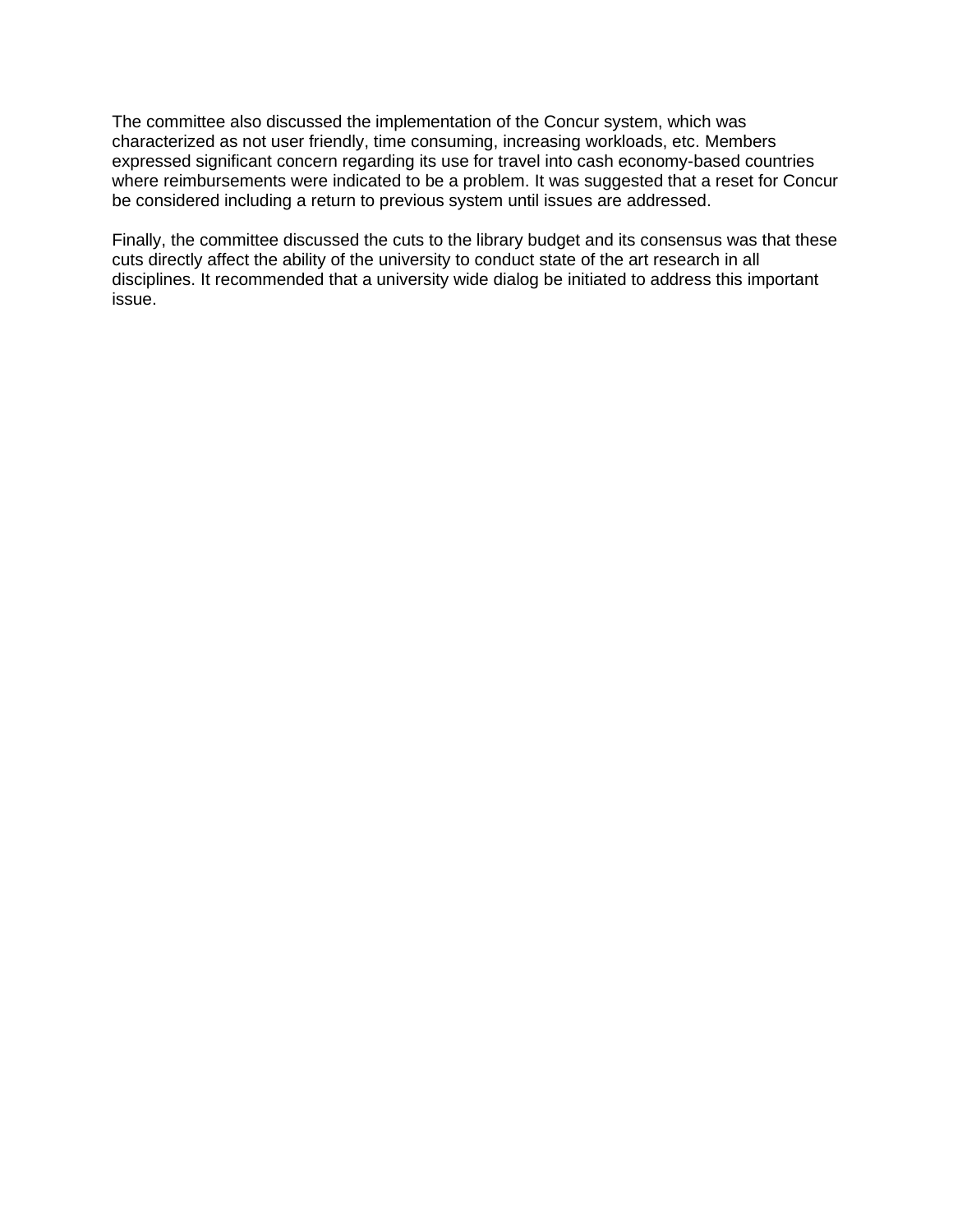The committee also discussed the implementation of the Concur system, which was characterized as not user friendly, time consuming, increasing workloads, etc. Members expressed significant concern regarding its use for travel into cash economy-based countries where reimbursements were indicated to be a problem. It was suggested that a reset for Concur be considered including a return to previous system until issues are addressed.

Finally, the committee discussed the cuts to the library budget and its consensus was that these cuts directly affect the ability of the university to conduct state of the art research in all disciplines. It recommended that a university wide dialog be initiated to address this important issue.